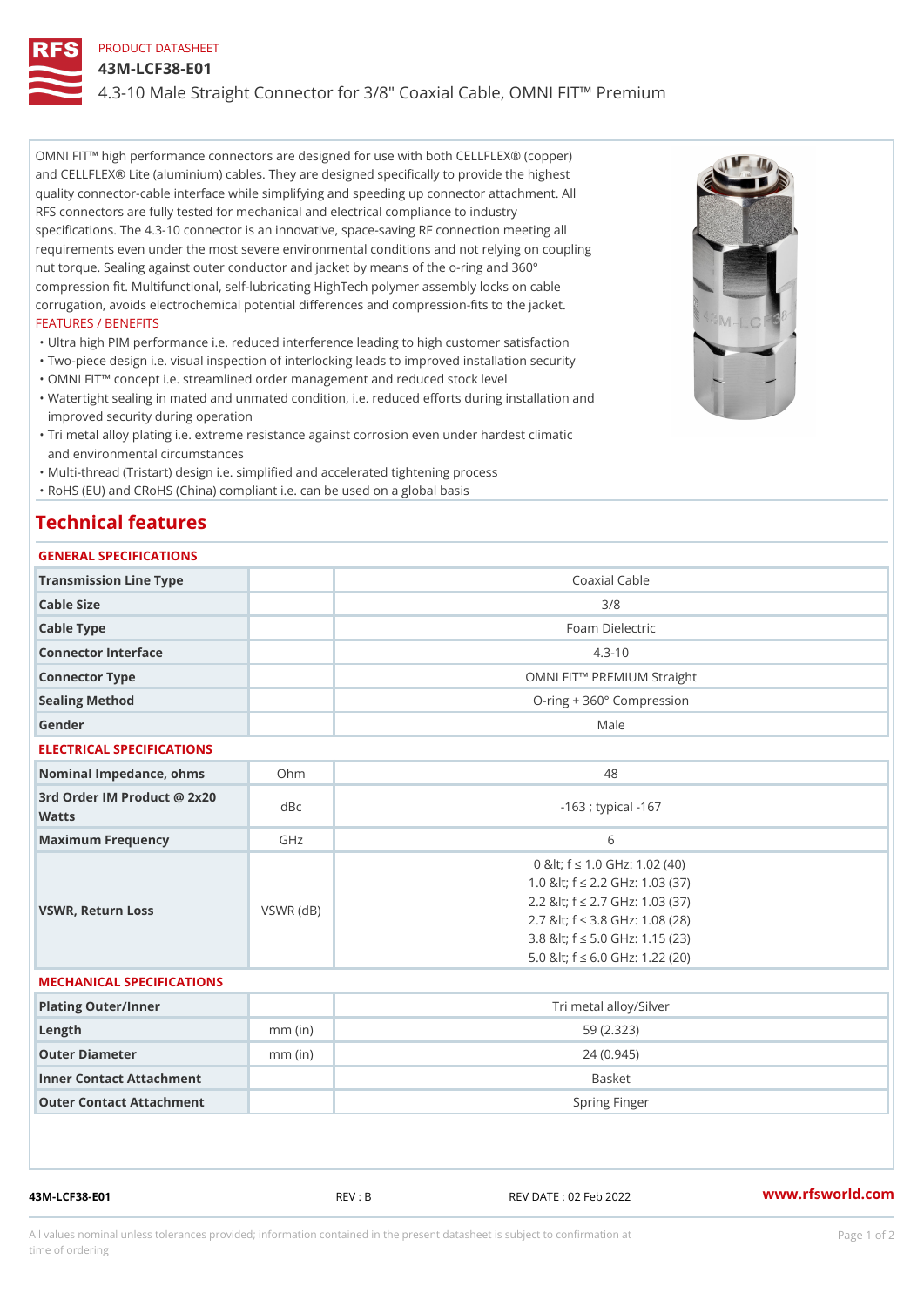PRODUCT DATASHEET

# 43M-LCF38-E01

4.3-10 Male Straight Connector for 3/8" Coaxial Cable, OMNI FIT™ Premium

OMNI FIT™ high performance connectors are designed for use with both CELLFLEX® (copper) and CELLFLEX® Lite (aluminium) cables. They are designed specifically to provide the highest quality connector-cable interface while simplifying and speeding up connector attachment. All RFS connectors are fully tested for mechanical and electrical compliance to industry specifications. The 4.3-10 connector is an innovative, space-saving RF connection meeting all requirements even under the most severe environmental conditions and not relying on coupling nut torque. Sealing against outer conductor and jacket by means of the o-ring and 360° compression fit. Multifunctional, self-lubricating HighTech polymer assembly locks on cable corrugation, avoids electrochemical potential differences and compression-fits to the jacket.

FEATURES / BENEFITS

- Ultra high PIM performance i.e. reduced interference leading to high customer satisfaction
- Two-piece design i.e. visual inspection of interlocking leads to improved installation security
- OMNI FIT™ concept i.e. streamlined order management and reduced stock level
- Watertight sealing in mated and unmated condition, i.e. reduced efforts during installation and improved security during operation
- Tri metal alloy plating i.e. extreme resistance against corrosion even under hardest climatic and environmental circumstances
- Multi-thread (Tristart) design i.e. simplified and accelerated tightening process
- RoHS (EU) and CRoHS (China) compliant i.e. can be used on a global basis

## Technical features

### GENERAL SPECIFICATIONS

| | | |
|---|---|---|
| Transmission Line Type | | Coaxial Cable |
| Cable Size | | 3/8 |
| Cable Type | | Foam Dielectric |
| Connector Interface | | 4.3-10 |
| Connector Type | | OMNI FIT™ PREMIUM Straight |
| Sealing Method | | O-ring + 360° Compression |
| Gender | | Male |

### ELECTRICAL SPECIFICATIONS

| | | |
|---|---|---|
| Nominal Impedance, ohms | Ohm | 48 |
| 3rd Order IM Product @ 2x20 Watts | dBc | -163 ; typical -167 |
| Maximum Frequency | GHz | 6 |
| VSWR, Return Loss | VSWR (dB) | 0 &lt; f ≤ 1.0 GHz: 1.02 (40)<br>1.0 &lt; f ≤ 2.2 GHz: 1.03 (37)<br>2.2 &lt; f ≤ 2.7 GHz: 1.03 (37)<br>2.7 &lt; f ≤ 3.8 GHz: 1.08 (28)<br>3.8 &lt; f ≤ 5.0 GHz: 1.15 (23)<br>5.0 &lt; f ≤ 6.0 GHz: 1.22 (20) |

### MECHANICAL SPECIFICATIONS

| | | |
|---|---|---|
| Plating Outer/Inner | | Tri metal alloy/Silver |
| Length | mm (in) | 59 (2.323) |
| Outer Diameter | mm (in) | 24 (0.945) |
| Inner Contact Attachment | | Basket |
| Outer Contact Attachment | | Spring Finger |

43M-LCF38-E01 REV : B REV DATE : 02 Feb 2022 www.rfsworld.com

All values nominal unless tolerances provided; information contained in the present datasheet is subject to confirmation at time of ordering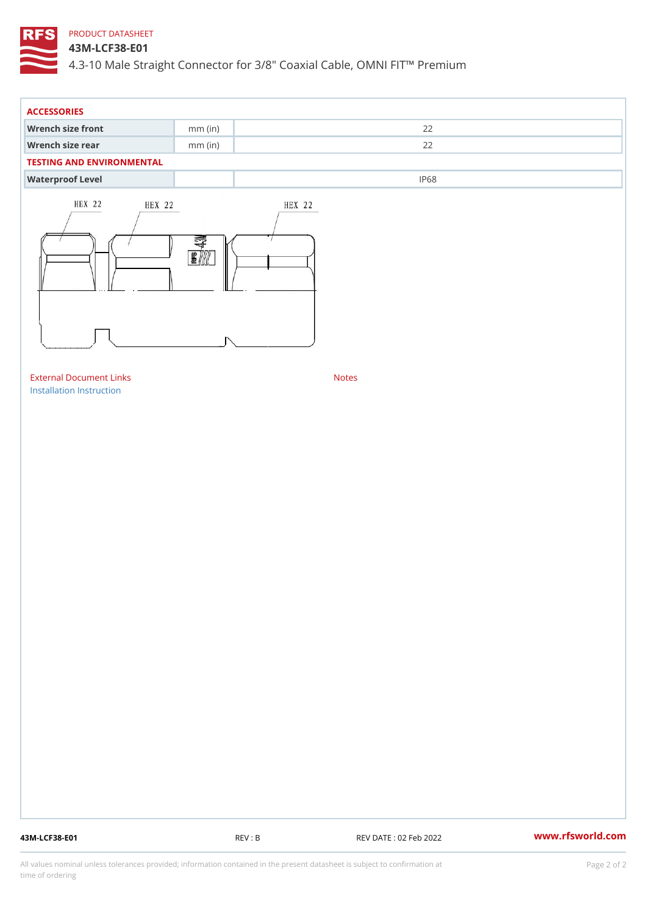PRODUCT DATASHEET

# 43M-LCF38-E01

4.3-10 Male Straight Connector for 3/8" Coaxial Cable, OMNI FIT™ Premium

## ACCESSORIES

| | | |
|---|---|---|
| Wrench size front | mm (in) | 22 |
| Wrench size rear | mm (in) | 22 |

## TESTING AND ENVIRONMENTAL

| | | |
|---|---|---|
| Waterproof Level | | IP68 |

HEX 22

HEX 22

HEX 22

External Document Links

Installation Instruction

Notes

43M-LCF38-E01 REV : B REV DATE : 02 Feb 2022 www.rfsworld.com

All values nominal unless tolerances provided; information contained in the present datasheet is subject to confirmation at time of ordering